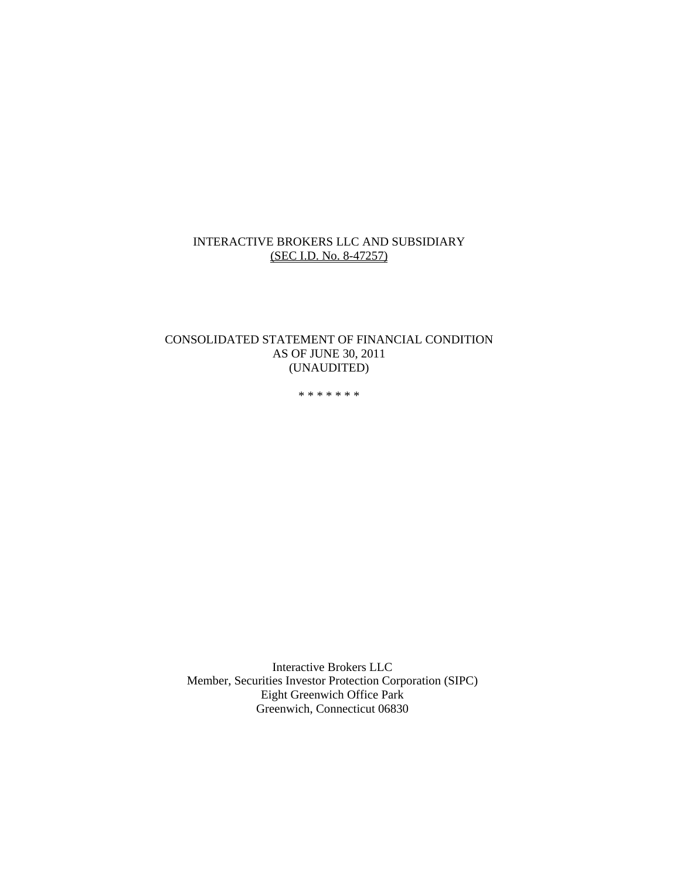# INTERACTIVE BROKERS LLC AND SUBSIDIARY

(SEC I.D. No. 8-47257)

## CONSOLIDATED STATEMENT OF FINANCIAL CONDITION
## AS OF JUNE 30, 2011
## (UNAUDITED)

* * * * * * *

Interactive Brokers LLC
Member, Securities Investor Protection Corporation (SIPC)
Eight Greenwich Office Park
Greenwich, Connecticut 06830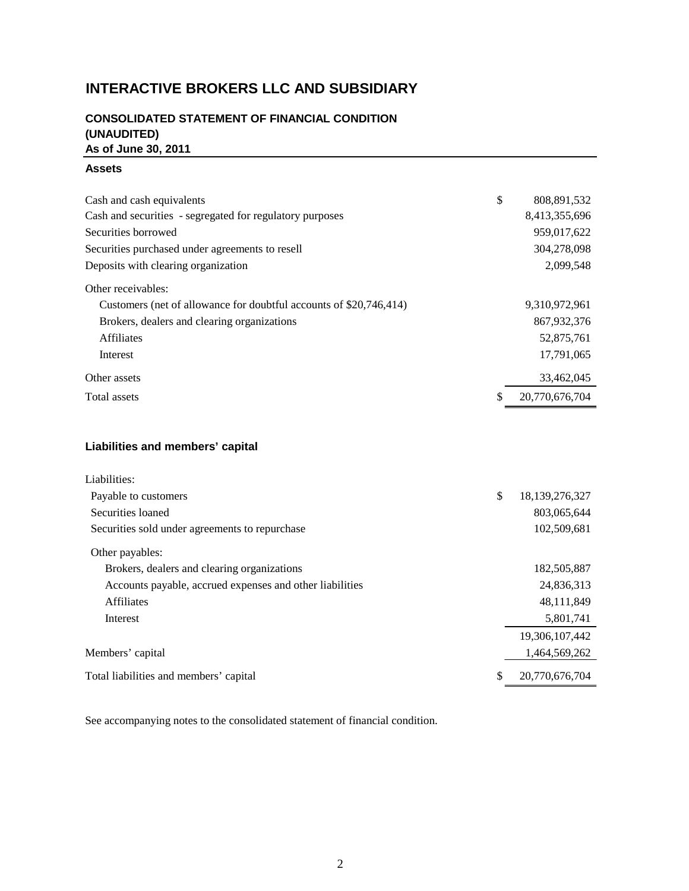# INTERACTIVE BROKERS LLC AND SUBSIDIARY

## CONSOLIDATED STATEMENT OF FINANCIAL CONDITION
## (UNAUDITED)
## As of June 30, 2011

### Assets

| | | |
|---|---|---|
| Cash and cash equivalents | $ | 808,891,532 |
| Cash and securities - segregated for regulatory purposes | | 8,413,355,696 |
| Securities borrowed | | 959,017,622 |
| Securities purchased under agreements to resell | | 304,278,098 |
| Deposits with clearing organization | | 2,099,548 |
| Other receivables: | | |
| Customers (net of allowance for doubtful accounts of $20,746,414) | | 9,310,972,961 |
| Brokers, dealers and clearing organizations | | 867,932,376 |
| Affiliates | | 52,875,761 |
| Interest | | 17,791,065 |
| Other assets | | 33,462,045 |
| Total assets | $ | 20,770,676,704 |

### Liabilities and members' capital

| | | |
|---|---|---|
| Liabilities: | | |
| Payable to customers | $ | 18,139,276,327 |
| Securities loaned | | 803,065,644 |
| Securities sold under agreements to repurchase | | 102,509,681 |
| Other payables: | | |
| Brokers, dealers and clearing organizations | | 182,505,887 |
| Accounts payable, accrued expenses and other liabilities | | 24,836,313 |
| Affiliates | | 48,111,849 |
| Interest | | 5,801,741 |
| | | 19,306,107,442 |
| Members' capital | | 1,464,569,262 |
| Total liabilities and members' capital | $ | 20,770,676,704 |

See accompanying notes to the consolidated statement of financial condition.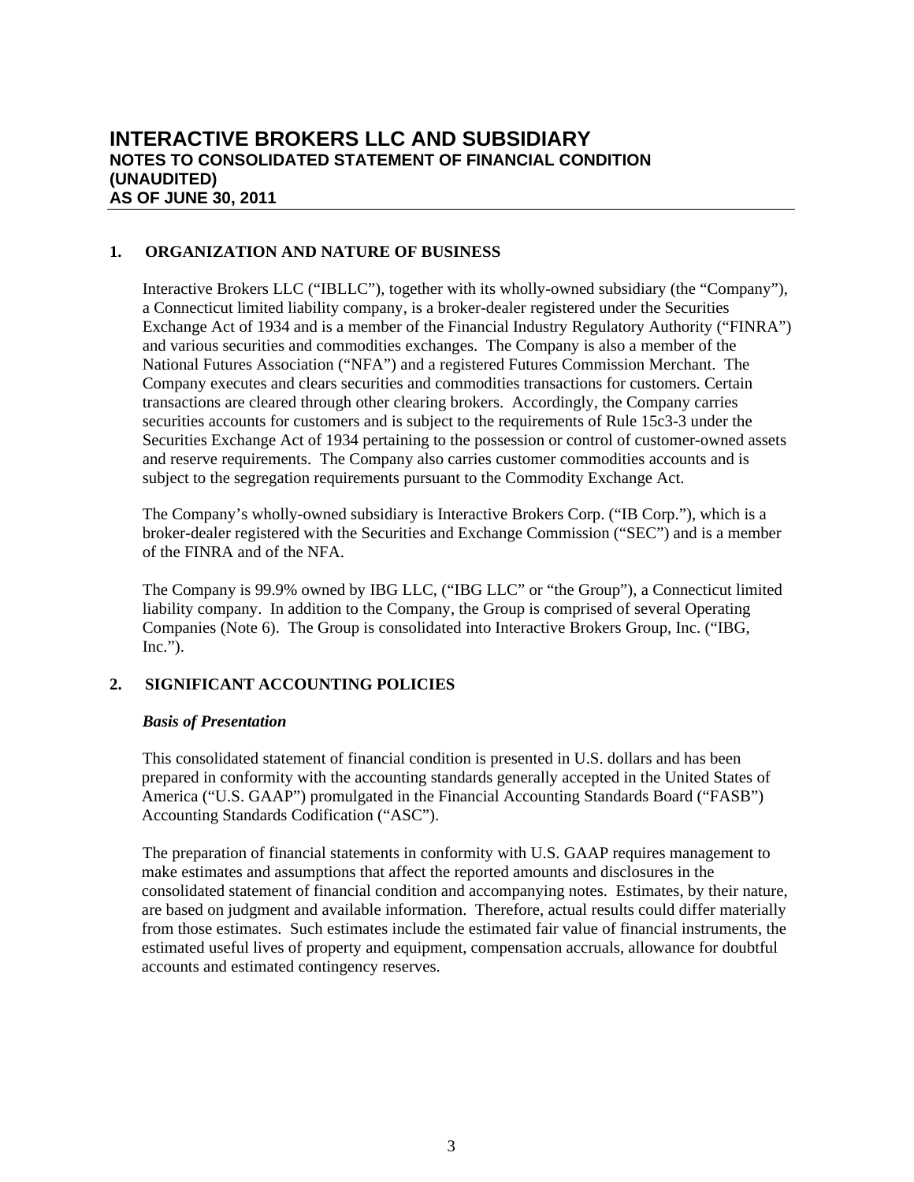# INTERACTIVE BROKERS LLC AND SUBSIDIARY
## NOTES TO CONSOLIDATED STATEMENT OF FINANCIAL CONDITION (UNAUDITED) AS OF JUNE 30, 2011

### 1. ORGANIZATION AND NATURE OF BUSINESS

Interactive Brokers LLC ("IBLLC"), together with its wholly-owned subsidiary (the "Company"), a Connecticut limited liability company, is a broker-dealer registered under the Securities Exchange Act of 1934 and is a member of the Financial Industry Regulatory Authority ("FINRA") and various securities and commodities exchanges. The Company is also a member of the National Futures Association ("NFA") and a registered Futures Commission Merchant. The Company executes and clears securities and commodities transactions for customers. Certain transactions are cleared through other clearing brokers. Accordingly, the Company carries securities accounts for customers and is subject to the requirements of Rule 15c3-3 under the Securities Exchange Act of 1934 pertaining to the possession or control of customer-owned assets and reserve requirements. The Company also carries customer commodities accounts and is subject to the segregation requirements pursuant to the Commodity Exchange Act.

The Company's wholly-owned subsidiary is Interactive Brokers Corp. ("IB Corp."), which is a broker-dealer registered with the Securities and Exchange Commission ("SEC") and is a member of the FINRA and of the NFA.

The Company is 99.9% owned by IBG LLC, ("IBG LLC" or "the Group"), a Connecticut limited liability company. In addition to the Company, the Group is comprised of several Operating Companies (Note 6). The Group is consolidated into Interactive Brokers Group, Inc. ("IBG, Inc.").

### 2. SIGNIFICANT ACCOUNTING POLICIES

***Basis of Presentation***

This consolidated statement of financial condition is presented in U.S. dollars and has been prepared in conformity with the accounting standards generally accepted in the United States of America ("U.S. GAAP") promulgated in the Financial Accounting Standards Board ("FASB") Accounting Standards Codification ("ASC").

The preparation of financial statements in conformity with U.S. GAAP requires management to make estimates and assumptions that affect the reported amounts and disclosures in the consolidated statement of financial condition and accompanying notes. Estimates, by their nature, are based on judgment and available information. Therefore, actual results could differ materially from those estimates. Such estimates include the estimated fair value of financial instruments, the estimated useful lives of property and equipment, compensation accruals, allowance for doubtful accounts and estimated contingency reserves.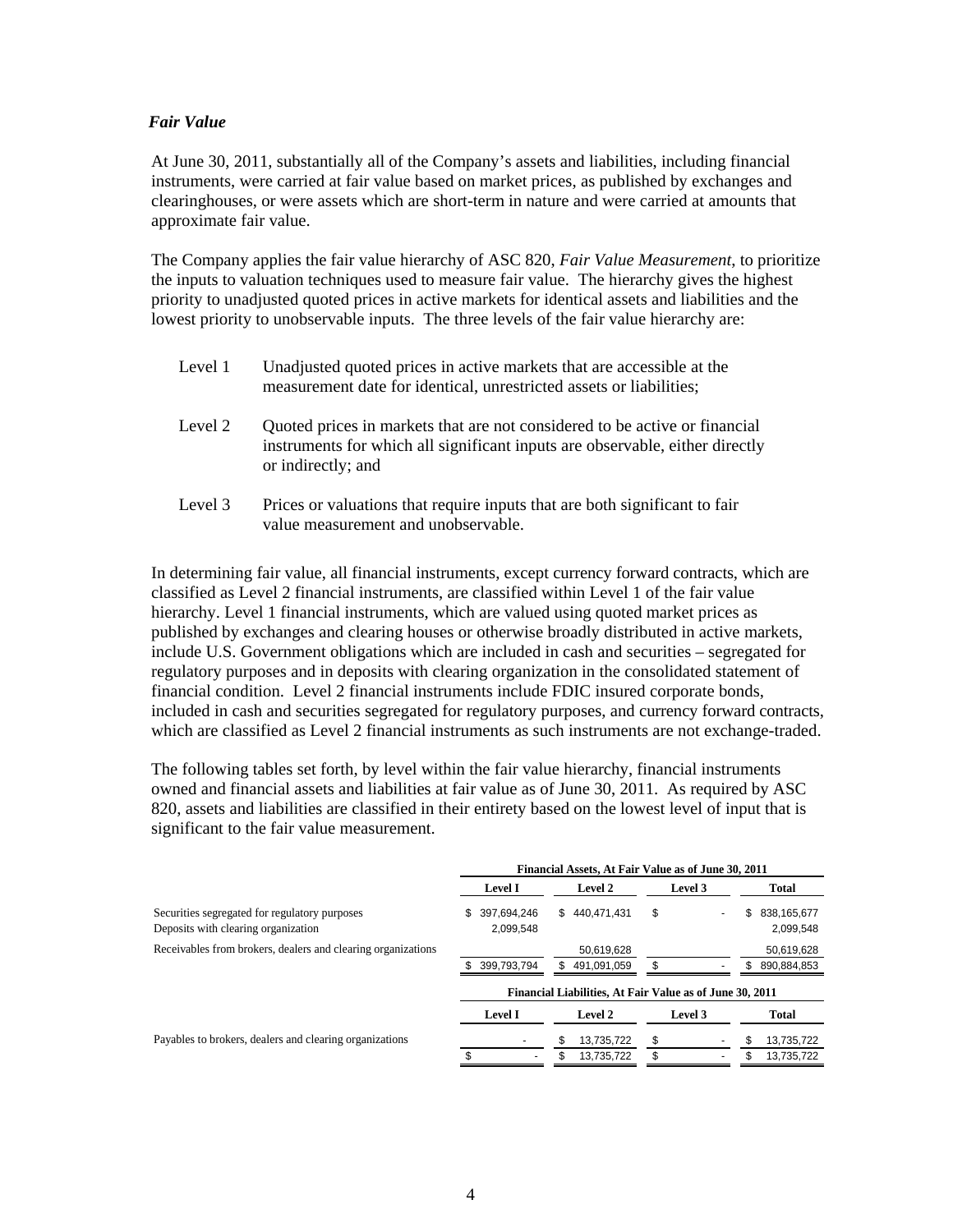*Fair Value*

At June 30, 2011, substantially all of the Company's assets and liabilities, including financial instruments, were carried at fair value based on market prices, as published by exchanges and clearinghouses, or were assets which are short-term in nature and were carried at amounts that approximate fair value.

The Company applies the fair value hierarchy of ASC 820, *Fair Value Measurement*, to prioritize the inputs to valuation techniques used to measure fair value. The hierarchy gives the highest priority to unadjusted quoted prices in active markets for identical assets and liabilities and the lowest priority to unobservable inputs. The three levels of the fair value hierarchy are:

Level 1 Unadjusted quoted prices in active markets that are accessible at the measurement date for identical, unrestricted assets or liabilities;

Level 2 Quoted prices in markets that are not considered to be active or financial instruments for which all significant inputs are observable, either directly or indirectly; and

Level 3 Prices or valuations that require inputs that are both significant to fair value measurement and unobservable.

In determining fair value, all financial instruments, except currency forward contracts, which are classified as Level 2 financial instruments, are classified within Level 1 of the fair value hierarchy. Level 1 financial instruments, which are valued using quoted market prices as published by exchanges and clearing houses or otherwise broadly distributed in active markets, include U.S. Government obligations which are included in cash and securities – segregated for regulatory purposes and in deposits with clearing organization in the consolidated statement of financial condition. Level 2 financial instruments include FDIC insured corporate bonds, included in cash and securities segregated for regulatory purposes, and currency forward contracts, which are classified as Level 2 financial instruments as such instruments are not exchange-traded.

The following tables set forth, by level within the fair value hierarchy, financial instruments owned and financial assets and liabilities at fair value as of June 30, 2011. As required by ASC 820, assets and liabilities are classified in their entirety based on the lowest level of input that is significant to the fair value measurement.

| | Financial Assets, At Fair Value as of June 30, 2011 | | | |
|---|---|---|---|---|
| | **Level I** | **Level 2** | **Level 3** | **Total** |
| Securities segregated for regulatory purposes | $ 397,694,246 | $ 440,471,431 | $ - | $ 838,165,677 |
| Deposits with clearing organization | 2,099,548 | | | 2,099,548 |
| Receivables from brokers, dealers and clearing organizations | | 50,619,628 | | 50,619,628 |
| | $ 399,793,794 | $ 491,091,059 | $ - | $ 890,884,853 |

| | Financial Liabilities, At Fair Value as of June 30, 2011 | | | |
|---|---|---|---|---|
| | **Level I** | **Level 2** | **Level 3** | **Total** |
| Payables to brokers, dealers and clearing organizations | - | $ 13,735,722 | $ - | $ 13,735,722 |
| | $ - | $ 13,735,722 | $ - | $ 13,735,722 |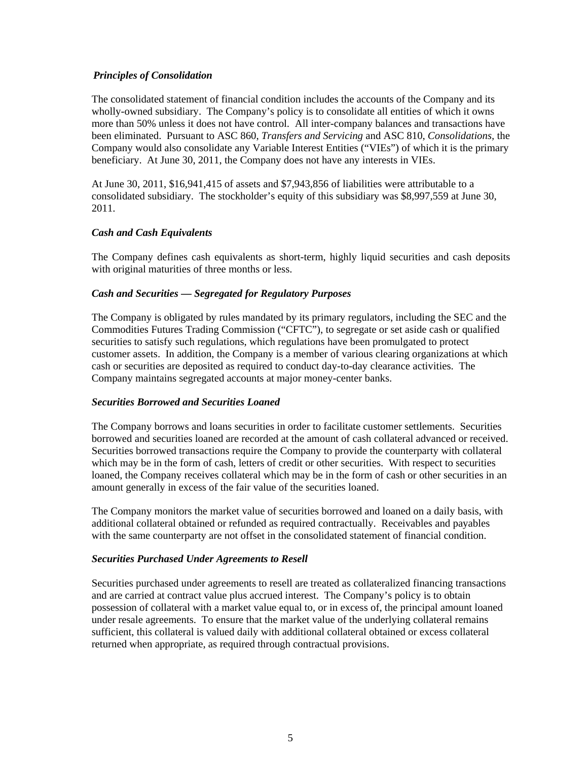### *Principles of Consolidation*

The consolidated statement of financial condition includes the accounts of the Company and its wholly-owned subsidiary. The Company's policy is to consolidate all entities of which it owns more than 50% unless it does not have control. All inter-company balances and transactions have been eliminated. Pursuant to ASC 860, *Transfers and Servicing* and ASC 810, *Consolidations*, the Company would also consolidate any Variable Interest Entities ("VIEs") of which it is the primary beneficiary. At June 30, 2011, the Company does not have any interests in VIEs.

At June 30, 2011, $16,941,415 of assets and $7,943,856 of liabilities were attributable to a consolidated subsidiary. The stockholder's equity of this subsidiary was $8,997,559 at June 30, 2011.

### *Cash and Cash Equivalents*

The Company defines cash equivalents as short-term, highly liquid securities and cash deposits with original maturities of three months or less.

### *Cash and Securities — Segregated for Regulatory Purposes*

The Company is obligated by rules mandated by its primary regulators, including the SEC and the Commodities Futures Trading Commission ("CFTC"), to segregate or set aside cash or qualified securities to satisfy such regulations, which regulations have been promulgated to protect customer assets. In addition, the Company is a member of various clearing organizations at which cash or securities are deposited as required to conduct day-to-day clearance activities. The Company maintains segregated accounts at major money-center banks.

### *Securities Borrowed and Securities Loaned*

The Company borrows and loans securities in order to facilitate customer settlements. Securities borrowed and securities loaned are recorded at the amount of cash collateral advanced or received. Securities borrowed transactions require the Company to provide the counterparty with collateral which may be in the form of cash, letters of credit or other securities. With respect to securities loaned, the Company receives collateral which may be in the form of cash or other securities in an amount generally in excess of the fair value of the securities loaned.

The Company monitors the market value of securities borrowed and loaned on a daily basis, with additional collateral obtained or refunded as required contractually. Receivables and payables with the same counterparty are not offset in the consolidated statement of financial condition.

### *Securities Purchased Under Agreements to Resell*

Securities purchased under agreements to resell are treated as collateralized financing transactions and are carried at contract value plus accrued interest. The Company's policy is to obtain possession of collateral with a market value equal to, or in excess of, the principal amount loaned under resale agreements. To ensure that the market value of the underlying collateral remains sufficient, this collateral is valued daily with additional collateral obtained or excess collateral returned when appropriate, as required through contractual provisions.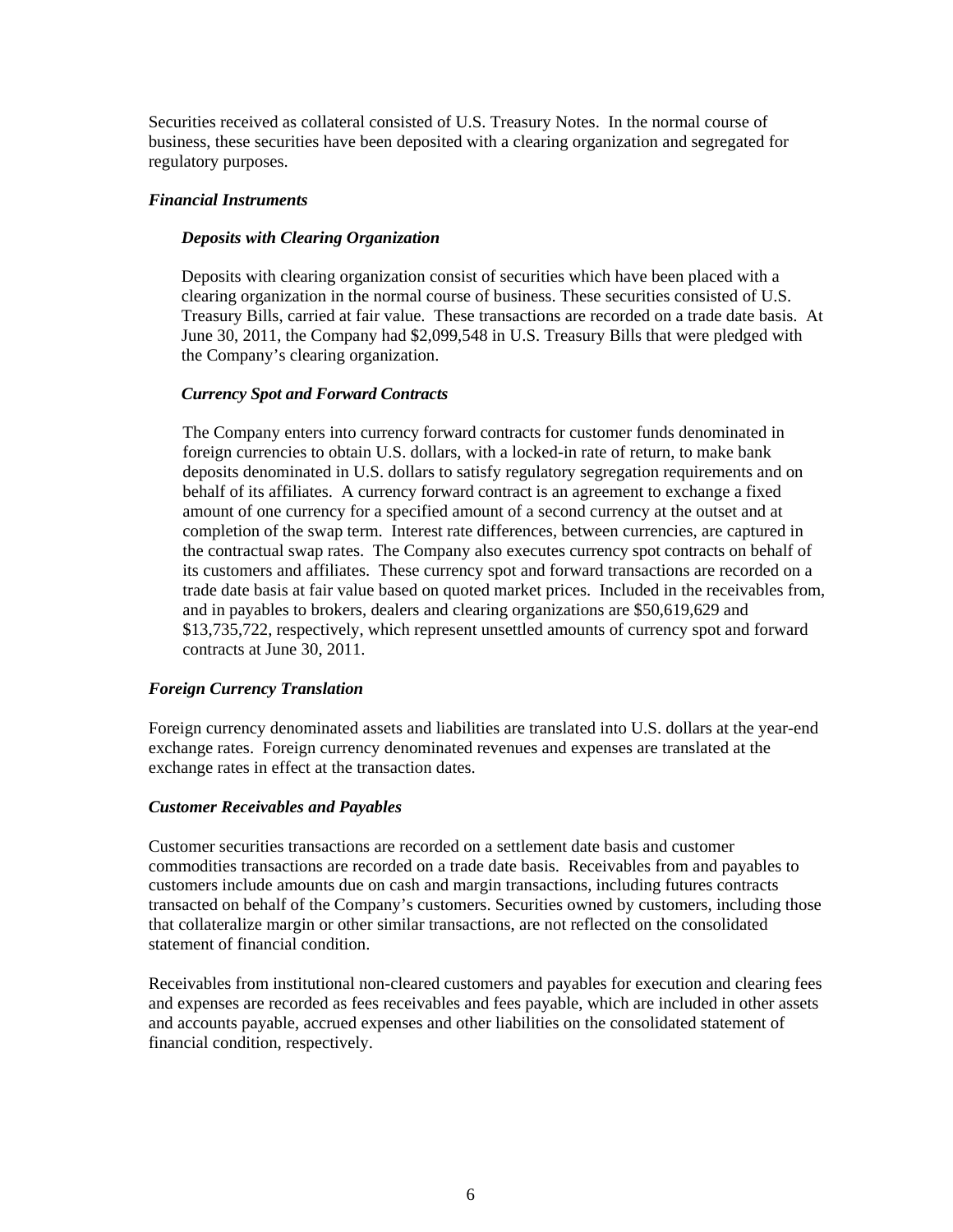Securities received as collateral consisted of U.S. Treasury Notes. In the normal course of business, these securities have been deposited with a clearing organization and segregated for regulatory purposes.

### *Financial Instruments*

#### *Deposits with Clearing Organization*

Deposits with clearing organization consist of securities which have been placed with a clearing organization in the normal course of business. These securities consisted of U.S. Treasury Bills, carried at fair value. These transactions are recorded on a trade date basis. At June 30, 2011, the Company had $2,099,548 in U.S. Treasury Bills that were pledged with the Company's clearing organization.

#### *Currency Spot and Forward Contracts*

The Company enters into currency forward contracts for customer funds denominated in foreign currencies to obtain U.S. dollars, with a locked-in rate of return, to make bank deposits denominated in U.S. dollars to satisfy regulatory segregation requirements and on behalf of its affiliates. A currency forward contract is an agreement to exchange a fixed amount of one currency for a specified amount of a second currency at the outset and at completion of the swap term. Interest rate differences, between currencies, are captured in the contractual swap rates. The Company also executes currency spot contracts on behalf of its customers and affiliates. These currency spot and forward transactions are recorded on a trade date basis at fair value based on quoted market prices. Included in the receivables from, and in payables to brokers, dealers and clearing organizations are $50,619,629 and $13,735,722, respectively, which represent unsettled amounts of currency spot and forward contracts at June 30, 2011.

### *Foreign Currency Translation*

Foreign currency denominated assets and liabilities are translated into U.S. dollars at the year-end exchange rates. Foreign currency denominated revenues and expenses are translated at the exchange rates in effect at the transaction dates.

### *Customer Receivables and Payables*

Customer securities transactions are recorded on a settlement date basis and customer commodities transactions are recorded on a trade date basis. Receivables from and payables to customers include amounts due on cash and margin transactions, including futures contracts transacted on behalf of the Company's customers. Securities owned by customers, including those that collateralize margin or other similar transactions, are not reflected on the consolidated statement of financial condition.

Receivables from institutional non-cleared customers and payables for execution and clearing fees and expenses are recorded as fees receivables and fees payable, which are included in other assets and accounts payable, accrued expenses and other liabilities on the consolidated statement of financial condition, respectively.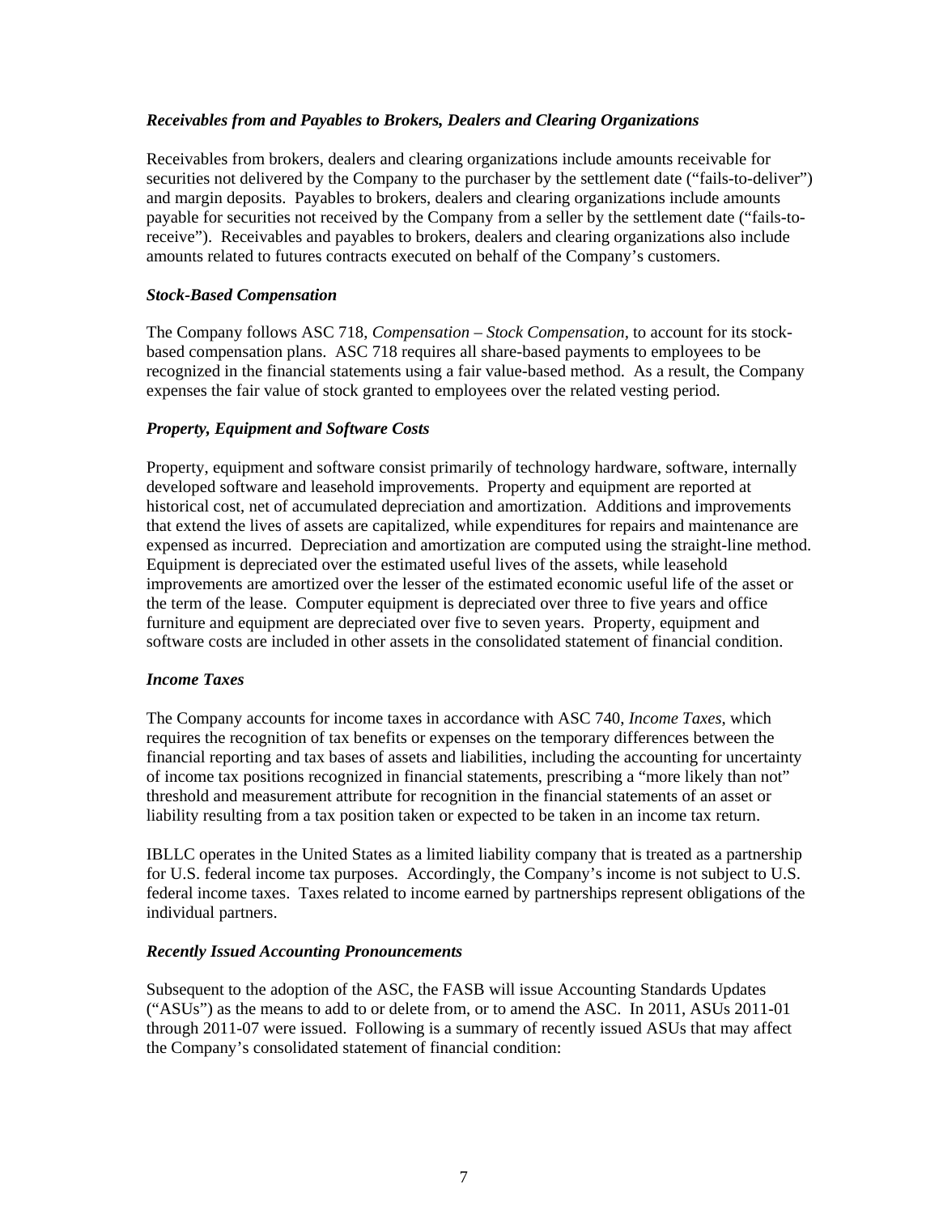### *Receivables from and Payables to Brokers, Dealers and Clearing Organizations*

Receivables from brokers, dealers and clearing organizations include amounts receivable for securities not delivered by the Company to the purchaser by the settlement date ("fails-to-deliver") and margin deposits. Payables to brokers, dealers and clearing organizations include amounts payable for securities not received by the Company from a seller by the settlement date ("fails-to-receive"). Receivables and payables to brokers, dealers and clearing organizations also include amounts related to futures contracts executed on behalf of the Company's customers.

### *Stock-Based Compensation*

The Company follows ASC 718, *Compensation – Stock Compensation*, to account for its stock-based compensation plans. ASC 718 requires all share-based payments to employees to be recognized in the financial statements using a fair value-based method. As a result, the Company expenses the fair value of stock granted to employees over the related vesting period.

### *Property, Equipment and Software Costs*

Property, equipment and software consist primarily of technology hardware, software, internally developed software and leasehold improvements. Property and equipment are reported at historical cost, net of accumulated depreciation and amortization. Additions and improvements that extend the lives of assets are capitalized, while expenditures for repairs and maintenance are expensed as incurred. Depreciation and amortization are computed using the straight-line method. Equipment is depreciated over the estimated useful lives of the assets, while leasehold improvements are amortized over the lesser of the estimated economic useful life of the asset or the term of the lease. Computer equipment is depreciated over three to five years and office furniture and equipment are depreciated over five to seven years. Property, equipment and software costs are included in other assets in the consolidated statement of financial condition.

### *Income Taxes*

The Company accounts for income taxes in accordance with ASC 740, *Income Taxes*, which requires the recognition of tax benefits or expenses on the temporary differences between the financial reporting and tax bases of assets and liabilities, including the accounting for uncertainty of income tax positions recognized in financial statements, prescribing a "more likely than not" threshold and measurement attribute for recognition in the financial statements of an asset or liability resulting from a tax position taken or expected to be taken in an income tax return.

IBLLC operates in the United States as a limited liability company that is treated as a partnership for U.S. federal income tax purposes. Accordingly, the Company's income is not subject to U.S. federal income taxes. Taxes related to income earned by partnerships represent obligations of the individual partners.

### *Recently Issued Accounting Pronouncements*

Subsequent to the adoption of the ASC, the FASB will issue Accounting Standards Updates ("ASUs") as the means to add to or delete from, or to amend the ASC. In 2011, ASUs 2011-01 through 2011-07 were issued. Following is a summary of recently issued ASUs that may affect the Company's consolidated statement of financial condition: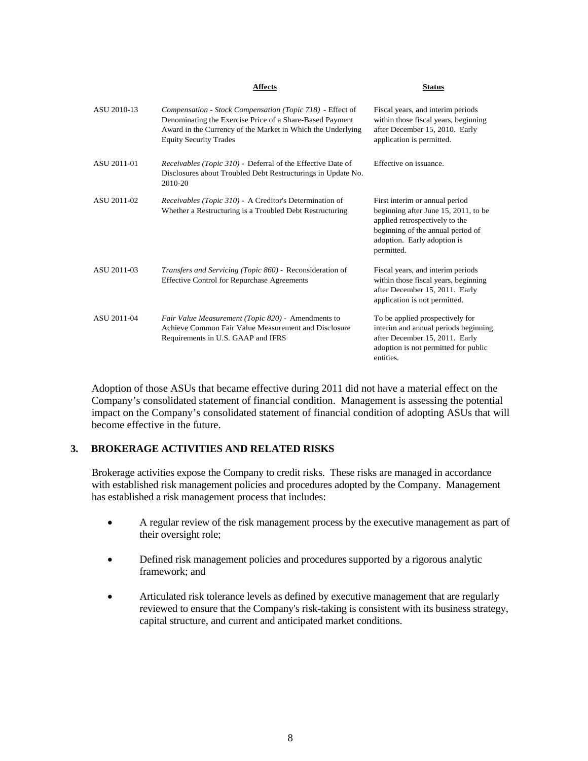| | Affects | Status |
|---|---|---|
| ASU 2010-13 | *Compensation - Stock Compensation (Topic 718)* - Effect of Denominating the Exercise Price of a Share-Based Payment Award in the Currency of the Market in Which the Underlying Equity Security Trades | Fiscal years, and interim periods within those fiscal years, beginning after December 15, 2010. Early application is permitted. |
| ASU 2011-01 | *Receivables (Topic 310)* - Deferral of the Effective Date of Disclosures about Troubled Debt Restructurings in Update No. 2010-20 | Effective on issuance. |
| ASU 2011-02 | *Receivables (Topic 310)* - A Creditor's Determination of Whether a Restructuring is a Troubled Debt Restructuring | First interim or annual period beginning after June 15, 2011, to be applied retrospectively to the beginning of the annual period of adoption. Early adoption is permitted. |
| ASU 2011-03 | *Transfers and Servicing (Topic 860)* - Reconsideration of Effective Control for Repurchase Agreements | Fiscal years, and interim periods within those fiscal years, beginning after December 15, 2011. Early application is not permitted. |
| ASU 2011-04 | *Fair Value Measurement (Topic 820)* - Amendments to Achieve Common Fair Value Measurement and Disclosure Requirements in U.S. GAAP and IFRS | To be applied prospectively for interim and annual periods beginning after December 15, 2011. Early adoption is not permitted for public entities. |

Adoption of those ASUs that became effective during 2011 did not have a material effect on the Company's consolidated statement of financial condition. Management is assessing the potential impact on the Company's consolidated statement of financial condition of adopting ASUs that will become effective in the future.

## 3. BROKERAGE ACTIVITIES AND RELATED RISKS

Brokerage activities expose the Company to credit risks. These risks are managed in accordance with established risk management policies and procedures adopted by the Company. Management has established a risk management process that includes:

- A regular review of the risk management process by the executive management as part of their oversight role;

- Defined risk management policies and procedures supported by a rigorous analytic framework; and

- Articulated risk tolerance levels as defined by executive management that are regularly reviewed to ensure that the Company's risk-taking is consistent with its business strategy, capital structure, and current and anticipated market conditions.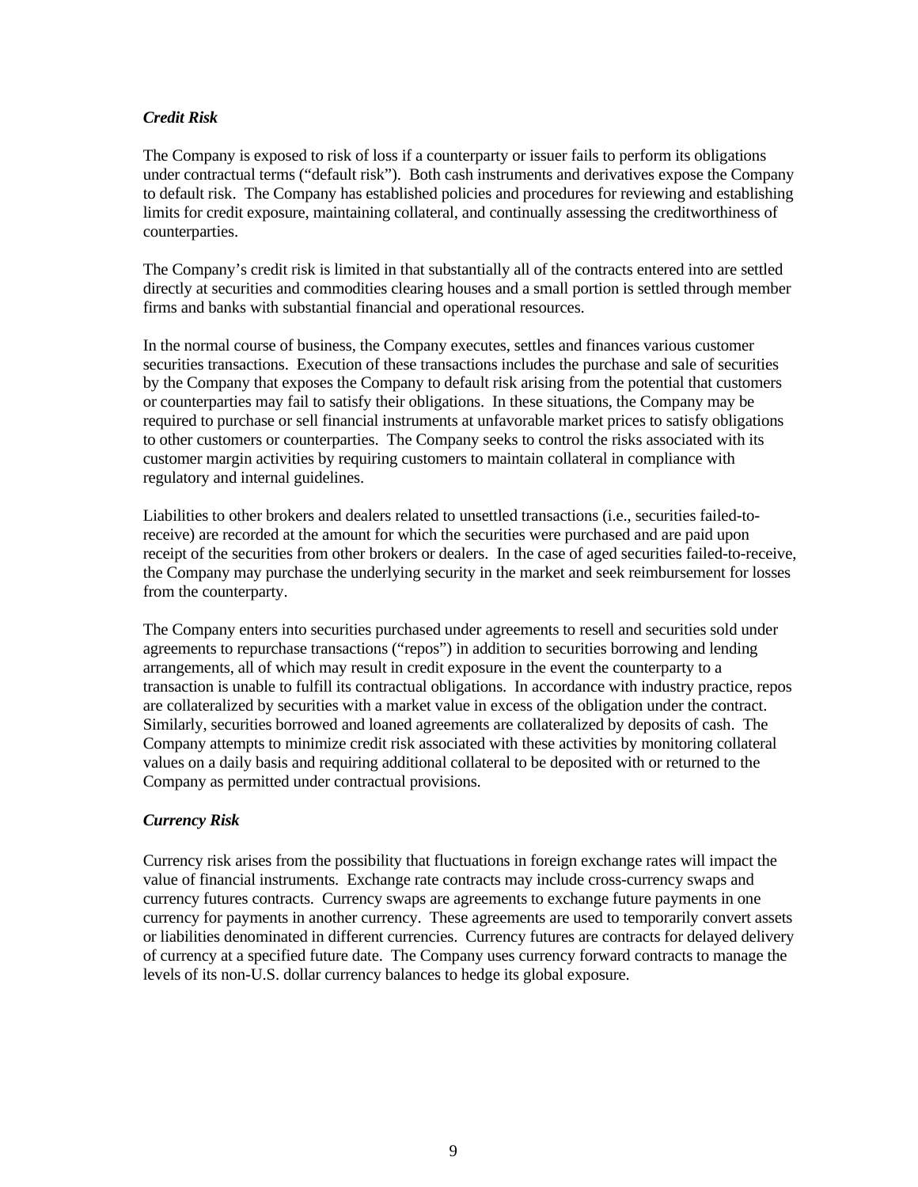### *Credit Risk*

The Company is exposed to risk of loss if a counterparty or issuer fails to perform its obligations under contractual terms ("default risk"). Both cash instruments and derivatives expose the Company to default risk. The Company has established policies and procedures for reviewing and establishing limits for credit exposure, maintaining collateral, and continually assessing the creditworthiness of counterparties.

The Company's credit risk is limited in that substantially all of the contracts entered into are settled directly at securities and commodities clearing houses and a small portion is settled through member firms and banks with substantial financial and operational resources.

In the normal course of business, the Company executes, settles and finances various customer securities transactions. Execution of these transactions includes the purchase and sale of securities by the Company that exposes the Company to default risk arising from the potential that customers or counterparties may fail to satisfy their obligations. In these situations, the Company may be required to purchase or sell financial instruments at unfavorable market prices to satisfy obligations to other customers or counterparties. The Company seeks to control the risks associated with its customer margin activities by requiring customers to maintain collateral in compliance with regulatory and internal guidelines.

Liabilities to other brokers and dealers related to unsettled transactions (i.e., securities failed-to-receive) are recorded at the amount for which the securities were purchased and are paid upon receipt of the securities from other brokers or dealers. In the case of aged securities failed-to-receive, the Company may purchase the underlying security in the market and seek reimbursement for losses from the counterparty.

The Company enters into securities purchased under agreements to resell and securities sold under agreements to repurchase transactions ("repos") in addition to securities borrowing and lending arrangements, all of which may result in credit exposure in the event the counterparty to a transaction is unable to fulfill its contractual obligations. In accordance with industry practice, repos are collateralized by securities with a market value in excess of the obligation under the contract. Similarly, securities borrowed and loaned agreements are collateralized by deposits of cash. The Company attempts to minimize credit risk associated with these activities by monitoring collateral values on a daily basis and requiring additional collateral to be deposited with or returned to the Company as permitted under contractual provisions.

### *Currency Risk*

Currency risk arises from the possibility that fluctuations in foreign exchange rates will impact the value of financial instruments. Exchange rate contracts may include cross-currency swaps and currency futures contracts. Currency swaps are agreements to exchange future payments in one currency for payments in another currency. These agreements are used to temporarily convert assets or liabilities denominated in different currencies. Currency futures are contracts for delayed delivery of currency at a specified future date. The Company uses currency forward contracts to manage the levels of its non-U.S. dollar currency balances to hedge its global exposure.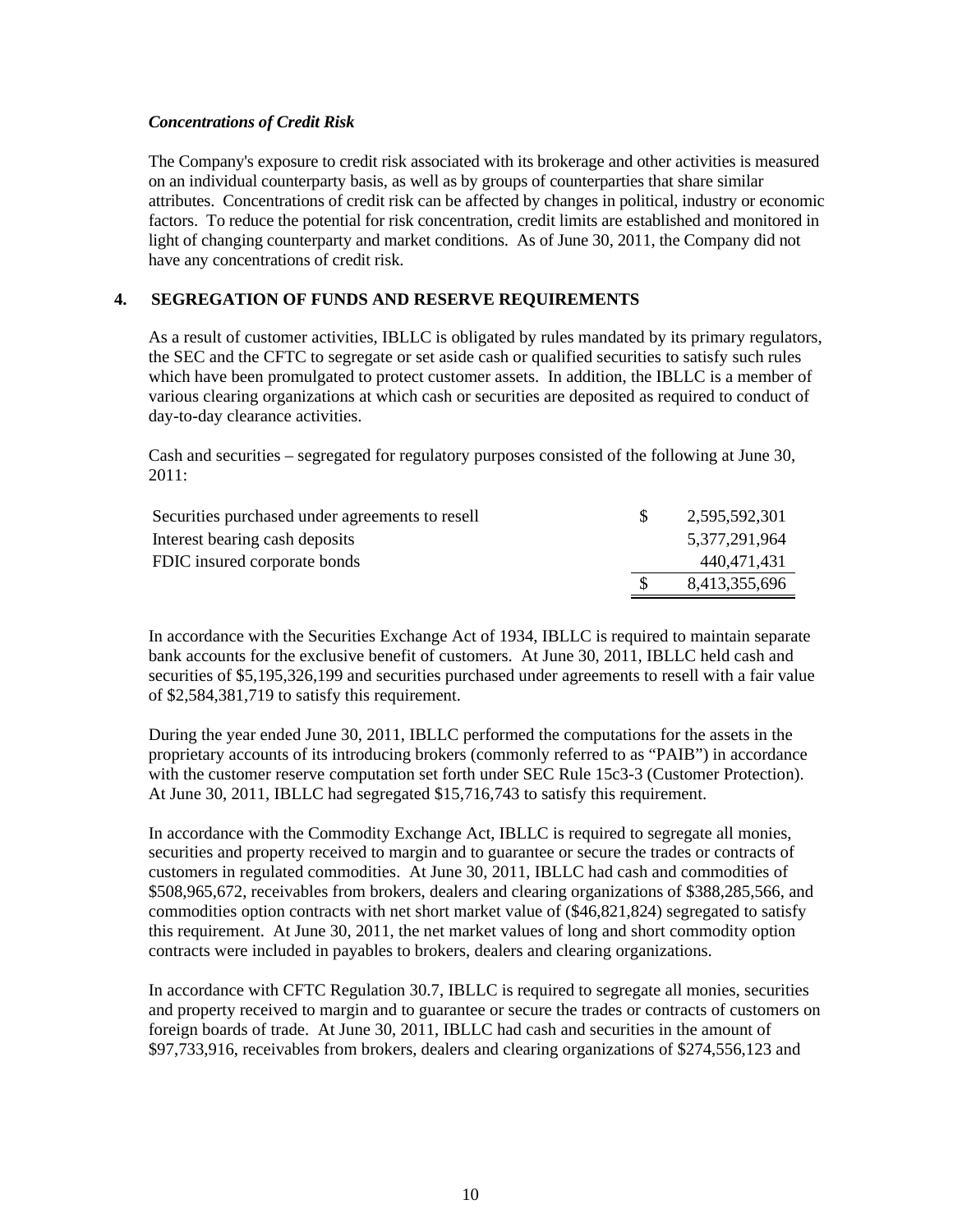### *Concentrations of Credit Risk*

The Company's exposure to credit risk associated with its brokerage and other activities is measured on an individual counterparty basis, as well as by groups of counterparties that share similar attributes. Concentrations of credit risk can be affected by changes in political, industry or economic factors. To reduce the potential for risk concentration, credit limits are established and monitored in light of changing counterparty and market conditions. As of June 30, 2011, the Company did not have any concentrations of credit risk.

## 4. SEGREGATION OF FUNDS AND RESERVE REQUIREMENTS

As a result of customer activities, IBLLC is obligated by rules mandated by its primary regulators, the SEC and the CFTC to segregate or set aside cash or qualified securities to satisfy such rules which have been promulgated to protect customer assets. In addition, the IBLLC is a member of various clearing organizations at which cash or securities are deposited as required to conduct of day-to-day clearance activities.

Cash and securities – segregated for regulatory purposes consisted of the following at June 30, 2011:

| | | |
|---|---|---|
| Securities purchased under agreements to resell | $ | 2,595,592,301 |
| Interest bearing cash deposits | | 5,377,291,964 |
| FDIC insured corporate bonds | | 440,471,431 |
| | $ | 8,413,355,696 |

In accordance with the Securities Exchange Act of 1934, IBLLC is required to maintain separate bank accounts for the exclusive benefit of customers. At June 30, 2011, IBLLC held cash and securities of $5,195,326,199 and securities purchased under agreements to resell with a fair value of $2,584,381,719 to satisfy this requirement.

During the year ended June 30, 2011, IBLLC performed the computations for the assets in the proprietary accounts of its introducing brokers (commonly referred to as "PAIB") in accordance with the customer reserve computation set forth under SEC Rule 15c3-3 (Customer Protection). At June 30, 2011, IBLLC had segregated $15,716,743 to satisfy this requirement.

In accordance with the Commodity Exchange Act, IBLLC is required to segregate all monies, securities and property received to margin and to guarantee or secure the trades or contracts of customers in regulated commodities. At June 30, 2011, IBLLC had cash and commodities of $508,965,672, receivables from brokers, dealers and clearing organizations of $388,285,566, and commodities option contracts with net short market value of ($46,821,824) segregated to satisfy this requirement. At June 30, 2011, the net market values of long and short commodity option contracts were included in payables to brokers, dealers and clearing organizations.

In accordance with CFTC Regulation 30.7, IBLLC is required to segregate all monies, securities and property received to margin and to guarantee or secure the trades or contracts of customers on foreign boards of trade. At June 30, 2011, IBLLC had cash and securities in the amount of $97,733,916, receivables from brokers, dealers and clearing organizations of $274,556,123 and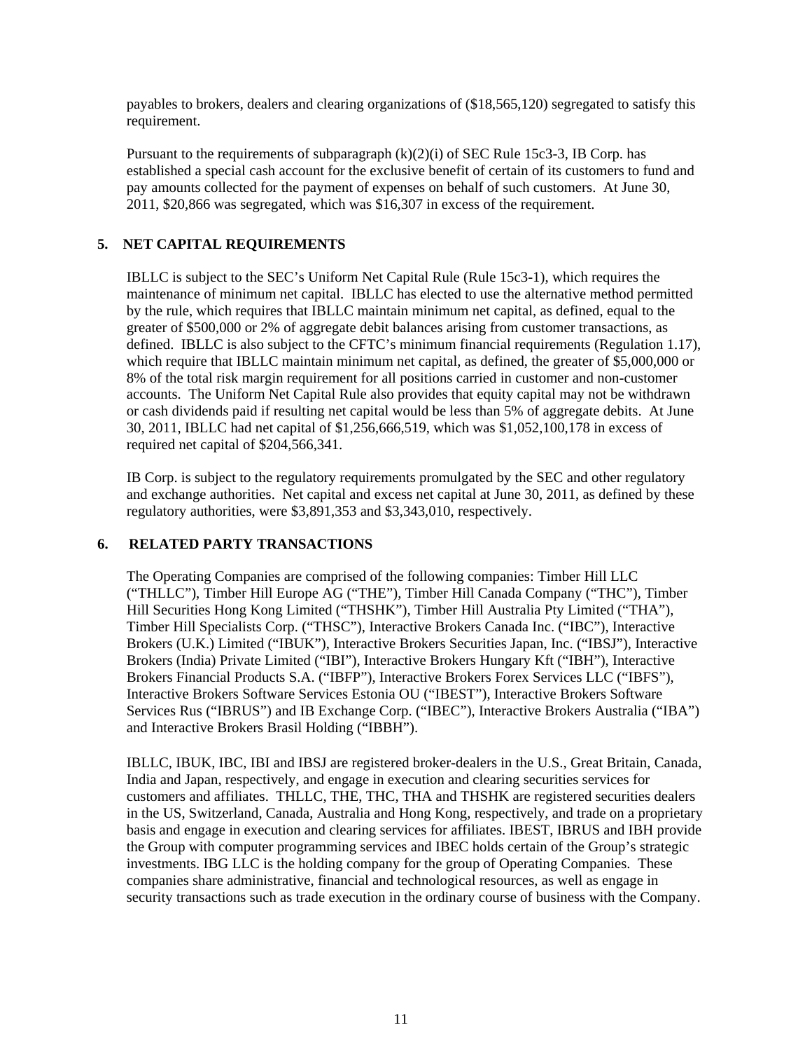payables to brokers, dealers and clearing organizations of ($18,565,120) segregated to satisfy this requirement.

Pursuant to the requirements of subparagraph (k)(2)(i) of SEC Rule 15c3-3, IB Corp. has established a special cash account for the exclusive benefit of certain of its customers to fund and pay amounts collected for the payment of expenses on behalf of such customers. At June 30, 2011, $20,866 was segregated, which was $16,307 in excess of the requirement.

## 5. NET CAPITAL REQUIREMENTS

IBLLC is subject to the SEC's Uniform Net Capital Rule (Rule 15c3-1), which requires the maintenance of minimum net capital. IBLLC has elected to use the alternative method permitted by the rule, which requires that IBLLC maintain minimum net capital, as defined, equal to the greater of $500,000 or 2% of aggregate debit balances arising from customer transactions, as defined. IBLLC is also subject to the CFTC's minimum financial requirements (Regulation 1.17), which require that IBLLC maintain minimum net capital, as defined, the greater of $5,000,000 or 8% of the total risk margin requirement for all positions carried in customer and non-customer accounts. The Uniform Net Capital Rule also provides that equity capital may not be withdrawn or cash dividends paid if resulting net capital would be less than 5% of aggregate debits. At June 30, 2011, IBLLC had net capital of $1,256,666,519, which was $1,052,100,178 in excess of required net capital of $204,566,341.

IB Corp. is subject to the regulatory requirements promulgated by the SEC and other regulatory and exchange authorities. Net capital and excess net capital at June 30, 2011, as defined by these regulatory authorities, were $3,891,353 and $3,343,010, respectively.

## 6. RELATED PARTY TRANSACTIONS

The Operating Companies are comprised of the following companies: Timber Hill LLC ("THLLC"), Timber Hill Europe AG ("THE"), Timber Hill Canada Company ("THC"), Timber Hill Securities Hong Kong Limited ("THSHK"), Timber Hill Australia Pty Limited ("THA"), Timber Hill Specialists Corp. ("THSC"), Interactive Brokers Canada Inc. ("IBC"), Interactive Brokers (U.K.) Limited ("IBUK"), Interactive Brokers Securities Japan, Inc. ("IBSJ"), Interactive Brokers (India) Private Limited ("IBI"), Interactive Brokers Hungary Kft ("IBH"), Interactive Brokers Financial Products S.A. ("IBFP"), Interactive Brokers Forex Services LLC ("IBFS"), Interactive Brokers Software Services Estonia OU ("IBEST"), Interactive Brokers Software Services Rus ("IBRUS") and IB Exchange Corp. ("IBEC"), Interactive Brokers Australia ("IBA") and Interactive Brokers Brasil Holding ("IBBH").

IBLLC, IBUK, IBC, IBI and IBSJ are registered broker-dealers in the U.S., Great Britain, Canada, India and Japan, respectively, and engage in execution and clearing securities services for customers and affiliates. THLLC, THE, THC, THA and THSHK are registered securities dealers in the US, Switzerland, Canada, Australia and Hong Kong, respectively, and trade on a proprietary basis and engage in execution and clearing services for affiliates. IBEST, IBRUS and IBH provide the Group with computer programming services and IBEC holds certain of the Group's strategic investments. IBG LLC is the holding company for the group of Operating Companies. These companies share administrative, financial and technological resources, as well as engage in security transactions such as trade execution in the ordinary course of business with the Company.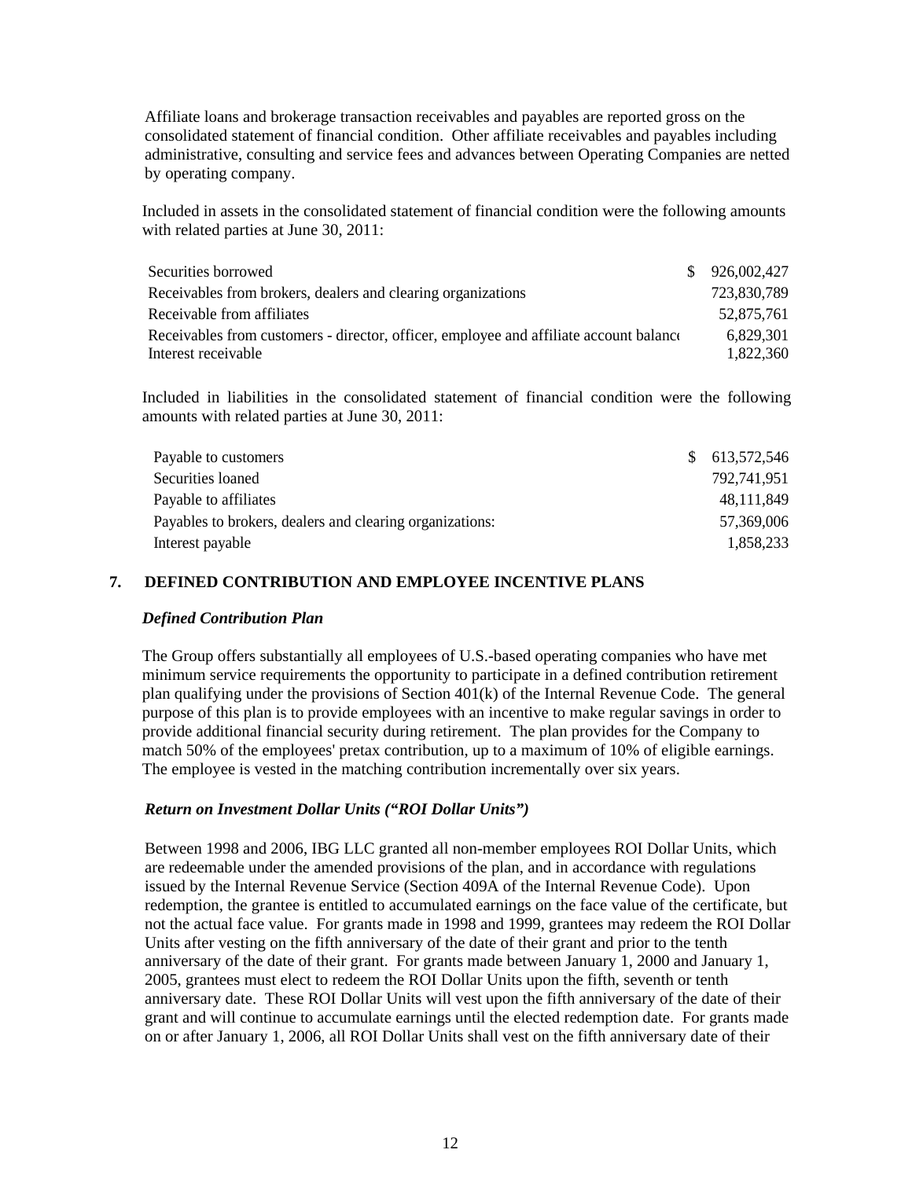Affiliate loans and brokerage transaction receivables and payables are reported gross on the consolidated statement of financial condition. Other affiliate receivables and payables including administrative, consulting and service fees and advances between Operating Companies are netted by operating company.

Included in assets in the consolidated statement of financial condition were the following amounts with related parties at June 30, 2011:

| | |
|---|---|
| Securities borrowed | $ 926,002,427 |
| Receivables from brokers, dealers and clearing organizations | 723,830,789 |
| Receivable from affiliates | 52,875,761 |
| Receivables from customers - director, officer, employee and affiliate account balance | 6,829,301 |
| Interest receivable | 1,822,360 |

Included in liabilities in the consolidated statement of financial condition were the following amounts with related parties at June 30, 2011:

| | |
|---|---|
| Payable to customers | $ 613,572,546 |
| Securities loaned | 792,741,951 |
| Payable to affiliates | 48,111,849 |
| Payables to brokers, dealers and clearing organizations: | 57,369,006 |
| Interest payable | 1,858,233 |

## 7. DEFINED CONTRIBUTION AND EMPLOYEE INCENTIVE PLANS

### *Defined Contribution Plan*

The Group offers substantially all employees of U.S.-based operating companies who have met minimum service requirements the opportunity to participate in a defined contribution retirement plan qualifying under the provisions of Section 401(k) of the Internal Revenue Code. The general purpose of this plan is to provide employees with an incentive to make regular savings in order to provide additional financial security during retirement. The plan provides for the Company to match 50% of the employees' pretax contribution, up to a maximum of 10% of eligible earnings. The employee is vested in the matching contribution incrementally over six years.

### *Return on Investment Dollar Units ("ROI Dollar Units")*

Between 1998 and 2006, IBG LLC granted all non-member employees ROI Dollar Units, which are redeemable under the amended provisions of the plan, and in accordance with regulations issued by the Internal Revenue Service (Section 409A of the Internal Revenue Code). Upon redemption, the grantee is entitled to accumulated earnings on the face value of the certificate, but not the actual face value. For grants made in 1998 and 1999, grantees may redeem the ROI Dollar Units after vesting on the fifth anniversary of the date of their grant and prior to the tenth anniversary of the date of their grant. For grants made between January 1, 2000 and January 1, 2005, grantees must elect to redeem the ROI Dollar Units upon the fifth, seventh or tenth anniversary date. These ROI Dollar Units will vest upon the fifth anniversary of the date of their grant and will continue to accumulate earnings until the elected redemption date. For grants made on or after January 1, 2006, all ROI Dollar Units shall vest on the fifth anniversary date of their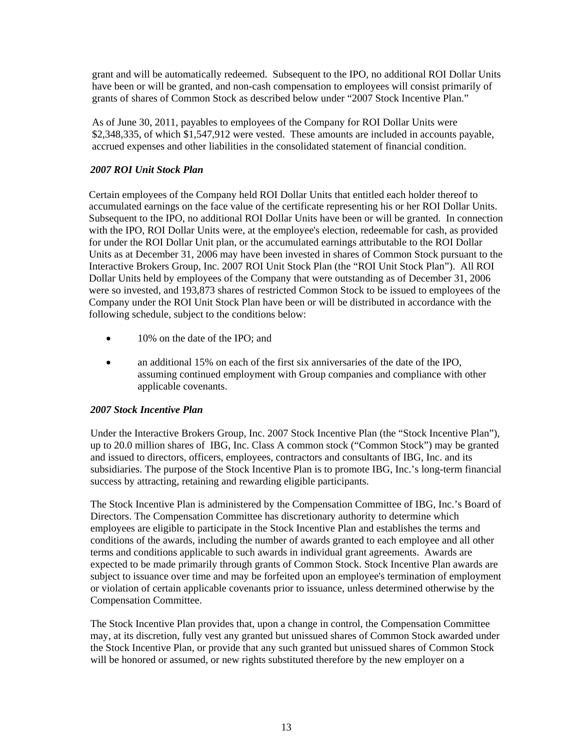grant and will be automatically redeemed. Subsequent to the IPO, no additional ROI Dollar Units have been or will be granted, and non-cash compensation to employees will consist primarily of grants of shares of Common Stock as described below under "2007 Stock Incentive Plan."

As of June 30, 2011, payables to employees of the Company for ROI Dollar Units were $2,348,335, of which $1,547,912 were vested. These amounts are included in accounts payable, accrued expenses and other liabilities in the consolidated statement of financial condition.

***2007 ROI Unit Stock Plan***

Certain employees of the Company held ROI Dollar Units that entitled each holder thereof to accumulated earnings on the face value of the certificate representing his or her ROI Dollar Units. Subsequent to the IPO, no additional ROI Dollar Units have been or will be granted. In connection with the IPO, ROI Dollar Units were, at the employee's election, redeemable for cash, as provided for under the ROI Dollar Unit plan, or the accumulated earnings attributable to the ROI Dollar Units as at December 31, 2006 may have been invested in shares of Common Stock pursuant to the Interactive Brokers Group, Inc. 2007 ROI Unit Stock Plan (the "ROI Unit Stock Plan"). All ROI Dollar Units held by employees of the Company that were outstanding as of December 31, 2006 were so invested, and 193,873 shares of restricted Common Stock to be issued to employees of the Company under the ROI Unit Stock Plan have been or will be distributed in accordance with the following schedule, subject to the conditions below:

- 10% on the date of the IPO; and
- an additional 15% on each of the first six anniversaries of the date of the IPO, assuming continued employment with Group companies and compliance with other applicable covenants.

***2007 Stock Incentive Plan***

Under the Interactive Brokers Group, Inc. 2007 Stock Incentive Plan (the "Stock Incentive Plan"), up to 20.0 million shares of IBG, Inc. Class A common stock ("Common Stock") may be granted and issued to directors, officers, employees, contractors and consultants of IBG, Inc. and its subsidiaries. The purpose of the Stock Incentive Plan is to promote IBG, Inc.'s long-term financial success by attracting, retaining and rewarding eligible participants.

The Stock Incentive Plan is administered by the Compensation Committee of IBG, Inc.'s Board of Directors. The Compensation Committee has discretionary authority to determine which employees are eligible to participate in the Stock Incentive Plan and establishes the terms and conditions of the awards, including the number of awards granted to each employee and all other terms and conditions applicable to such awards in individual grant agreements. Awards are expected to be made primarily through grants of Common Stock. Stock Incentive Plan awards are subject to issuance over time and may be forfeited upon an employee's termination of employment or violation of certain applicable covenants prior to issuance, unless determined otherwise by the Compensation Committee.

The Stock Incentive Plan provides that, upon a change in control, the Compensation Committee may, at its discretion, fully vest any granted but unissued shares of Common Stock awarded under the Stock Incentive Plan, or provide that any such granted but unissued shares of Common Stock will be honored or assumed, or new rights substituted therefore by the new employer on a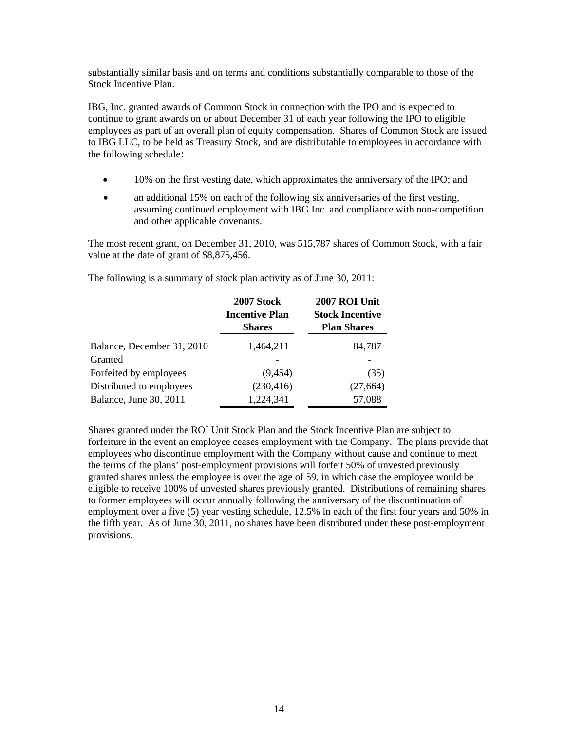substantially similar basis and on terms and conditions substantially comparable to those of the Stock Incentive Plan.

IBG, Inc. granted awards of Common Stock in connection with the IPO and is expected to continue to grant awards on or about December 31 of each year following the IPO to eligible employees as part of an overall plan of equity compensation. Shares of Common Stock are issued to IBG LLC, to be held as Treasury Stock, and are distributable to employees in accordance with the following schedule:

- 10% on the first vesting date, which approximates the anniversary of the IPO; and
- an additional 15% on each of the following six anniversaries of the first vesting, assuming continued employment with IBG Inc. and compliance with non-competition and other applicable covenants.

The most recent grant, on December 31, 2010, was 515,787 shares of Common Stock, with a fair value at the date of grant of $8,875,456.

The following is a summary of stock plan activity as of June 30, 2011:

| | **2007 Stock Incentive Plan Shares** | **2007 ROI Unit Stock Incentive Plan Shares** |
|---|---|---|
| Balance, December 31, 2010 | 1,464,211 | 84,787 |
| Granted | - | - |
| Forfeited by employees | (9,454) | (35) |
| Distributed to employees | (230,416) | (27,664) |
| Balance, June 30, 2011 | 1,224,341 | 57,088 |

Shares granted under the ROI Unit Stock Plan and the Stock Incentive Plan are subject to forfeiture in the event an employee ceases employment with the Company. The plans provide that employees who discontinue employment with the Company without cause and continue to meet the terms of the plans' post-employment provisions will forfeit 50% of unvested previously granted shares unless the employee is over the age of 59, in which case the employee would be eligible to receive 100% of unvested shares previously granted. Distributions of remaining shares to former employees will occur annually following the anniversary of the discontinuation of employment over a five (5) year vesting schedule, 12.5% in each of the first four years and 50% in the fifth year. As of June 30, 2011, no shares have been distributed under these post-employment provisions.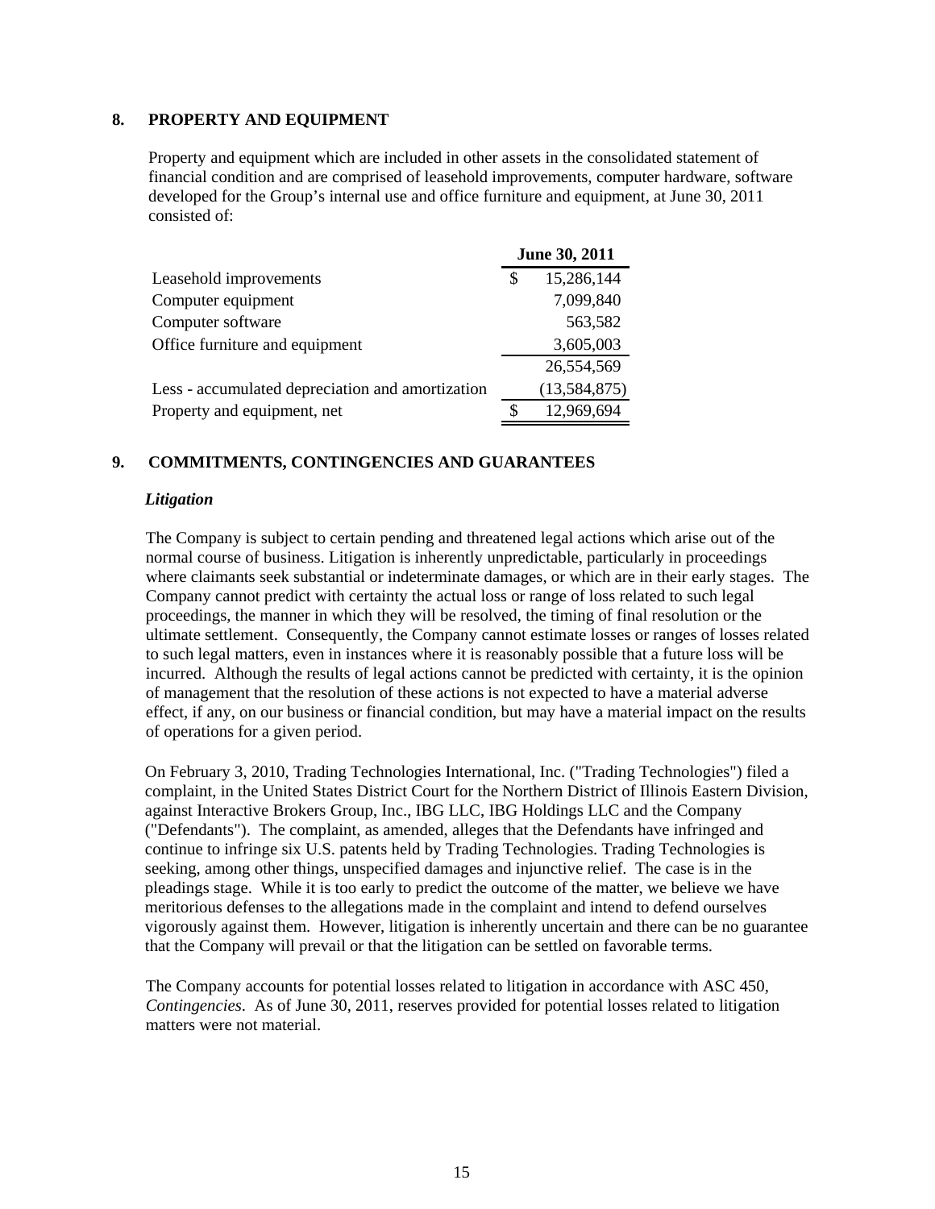## 8. PROPERTY AND EQUIPMENT

Property and equipment which are included in other assets in the consolidated statement of financial condition and are comprised of leasehold improvements, computer hardware, software developed for the Group's internal use and office furniture and equipment, at June 30, 2011 consisted of:

| | June 30, 2011 |
|---|---|
| Leasehold improvements | $ 15,286,144 |
| Computer equipment | 7,099,840 |
| Computer software | 563,582 |
| Office furniture and equipment | 3,605,003 |
| | 26,554,569 |
| Less - accumulated depreciation and amortization | (13,584,875) |
| Property and equipment, net | $ 12,969,694 |

## 9. COMMITMENTS, CONTINGENCIES AND GUARANTEES

### *Litigation*

The Company is subject to certain pending and threatened legal actions which arise out of the normal course of business. Litigation is inherently unpredictable, particularly in proceedings where claimants seek substantial or indeterminate damages, or which are in their early stages. The Company cannot predict with certainty the actual loss or range of loss related to such legal proceedings, the manner in which they will be resolved, the timing of final resolution or the ultimate settlement. Consequently, the Company cannot estimate losses or ranges of losses related to such legal matters, even in instances where it is reasonably possible that a future loss will be incurred. Although the results of legal actions cannot be predicted with certainty, it is the opinion of management that the resolution of these actions is not expected to have a material adverse effect, if any, on our business or financial condition, but may have a material impact on the results of operations for a given period.

On February 3, 2010, Trading Technologies International, Inc. ("Trading Technologies") filed a complaint, in the United States District Court for the Northern District of Illinois Eastern Division, against Interactive Brokers Group, Inc., IBG LLC, IBG Holdings LLC and the Company ("Defendants"). The complaint, as amended, alleges that the Defendants have infringed and continue to infringe six U.S. patents held by Trading Technologies. Trading Technologies is seeking, among other things, unspecified damages and injunctive relief. The case is in the pleadings stage. While it is too early to predict the outcome of the matter, we believe we have meritorious defenses to the allegations made in the complaint and intend to defend ourselves vigorously against them. However, litigation is inherently uncertain and there can be no guarantee that the Company will prevail or that the litigation can be settled on favorable terms.

The Company accounts for potential losses related to litigation in accordance with ASC 450, *Contingencies*. As of June 30, 2011, reserves provided for potential losses related to litigation matters were not material.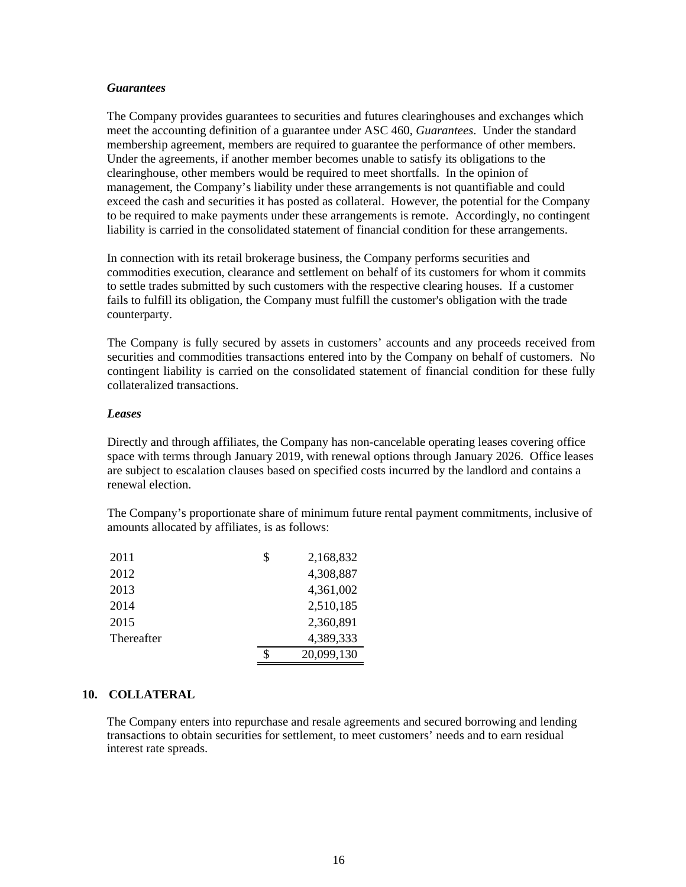### *Guarantees*

The Company provides guarantees to securities and futures clearinghouses and exchanges which meet the accounting definition of a guarantee under ASC 460, *Guarantees*. Under the standard membership agreement, members are required to guarantee the performance of other members. Under the agreements, if another member becomes unable to satisfy its obligations to the clearinghouse, other members would be required to meet shortfalls. In the opinion of management, the Company's liability under these arrangements is not quantifiable and could exceed the cash and securities it has posted as collateral. However, the potential for the Company to be required to make payments under these arrangements is remote. Accordingly, no contingent liability is carried in the consolidated statement of financial condition for these arrangements.

In connection with its retail brokerage business, the Company performs securities and commodities execution, clearance and settlement on behalf of its customers for whom it commits to settle trades submitted by such customers with the respective clearing houses. If a customer fails to fulfill its obligation, the Company must fulfill the customer's obligation with the trade counterparty.

The Company is fully secured by assets in customers' accounts and any proceeds received from securities and commodities transactions entered into by the Company on behalf of customers. No contingent liability is carried on the consolidated statement of financial condition for these fully collateralized transactions.

### *Leases*

Directly and through affiliates, the Company has non-cancelable operating leases covering office space with terms through January 2019, with renewal options through January 2026. Office leases are subject to escalation clauses based on specified costs incurred by the landlord and contains a renewal election.

The Company's proportionate share of minimum future rental payment commitments, inclusive of amounts allocated by affiliates, is as follows:

| | | |
|---|---|---|
| 2011 | $ | 2,168,832 |
| 2012 | | 4,308,887 |
| 2013 | | 4,361,002 |
| 2014 | | 2,510,185 |
| 2015 | | 2,360,891 |
| Thereafter | | 4,389,333 |
| | $ | 20,099,130 |

## 10. COLLATERAL

The Company enters into repurchase and resale agreements and secured borrowing and lending transactions to obtain securities for settlement, to meet customers' needs and to earn residual interest rate spreads.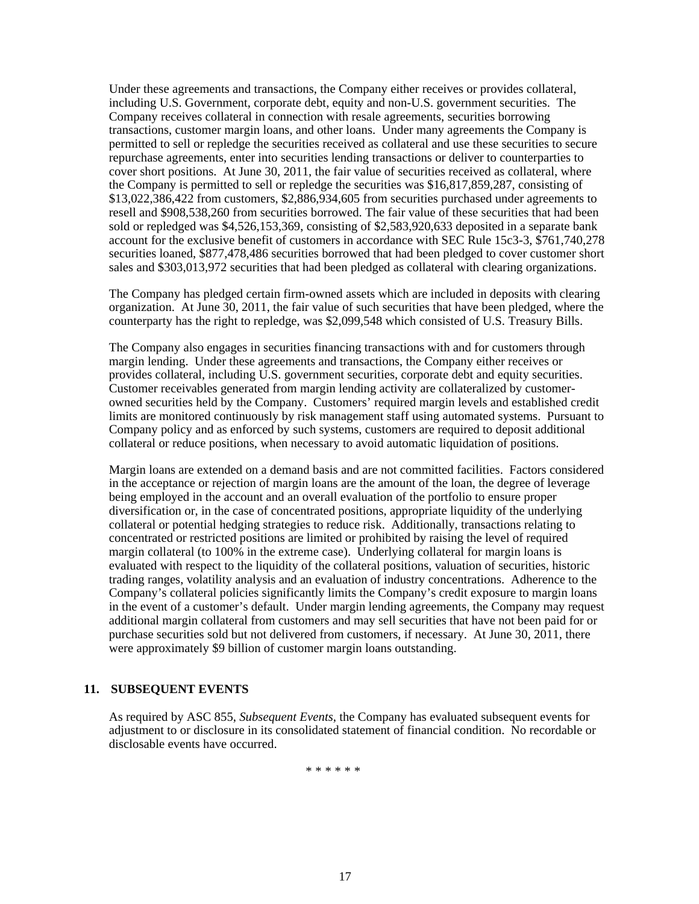Under these agreements and transactions, the Company either receives or provides collateral, including U.S. Government, corporate debt, equity and non-U.S. government securities. The Company receives collateral in connection with resale agreements, securities borrowing transactions, customer margin loans, and other loans. Under many agreements the Company is permitted to sell or repledge the securities received as collateral and use these securities to secure repurchase agreements, enter into securities lending transactions or deliver to counterparties to cover short positions. At June 30, 2011, the fair value of securities received as collateral, where the Company is permitted to sell or repledge the securities was $16,817,859,287, consisting of $13,022,386,422 from customers, $2,886,934,605 from securities purchased under agreements to resell and $908,538,260 from securities borrowed. The fair value of these securities that had been sold or repledged was $4,526,153,369, consisting of $2,583,920,633 deposited in a separate bank account for the exclusive benefit of customers in accordance with SEC Rule 15c3-3, $761,740,278 securities loaned, $877,478,486 securities borrowed that had been pledged to cover customer short sales and $303,013,972 securities that had been pledged as collateral with clearing organizations.

The Company has pledged certain firm-owned assets which are included in deposits with clearing organization. At June 30, 2011, the fair value of such securities that have been pledged, where the counterparty has the right to repledge, was $2,099,548 which consisted of U.S. Treasury Bills.

The Company also engages in securities financing transactions with and for customers through margin lending. Under these agreements and transactions, the Company either receives or provides collateral, including U.S. government securities, corporate debt and equity securities. Customer receivables generated from margin lending activity are collateralized by customer-owned securities held by the Company. Customers' required margin levels and established credit limits are monitored continuously by risk management staff using automated systems. Pursuant to Company policy and as enforced by such systems, customers are required to deposit additional collateral or reduce positions, when necessary to avoid automatic liquidation of positions.

Margin loans are extended on a demand basis and are not committed facilities. Factors considered in the acceptance or rejection of margin loans are the amount of the loan, the degree of leverage being employed in the account and an overall evaluation of the portfolio to ensure proper diversification or, in the case of concentrated positions, appropriate liquidity of the underlying collateral or potential hedging strategies to reduce risk. Additionally, transactions relating to concentrated or restricted positions are limited or prohibited by raising the level of required margin collateral (to 100% in the extreme case). Underlying collateral for margin loans is evaluated with respect to the liquidity of the collateral positions, valuation of securities, historic trading ranges, volatility analysis and an evaluation of industry concentrations. Adherence to the Company's collateral policies significantly limits the Company's credit exposure to margin loans in the event of a customer's default. Under margin lending agreements, the Company may request additional margin collateral from customers and may sell securities that have not been paid for or purchase securities sold but not delivered from customers, if necessary. At June 30, 2011, there were approximately $9 billion of customer margin loans outstanding.

## 11. SUBSEQUENT EVENTS

As required by ASC 855, *Subsequent Events*, the Company has evaluated subsequent events for adjustment to or disclosure in its consolidated statement of financial condition. No recordable or disclosable events have occurred.

* * * * * *